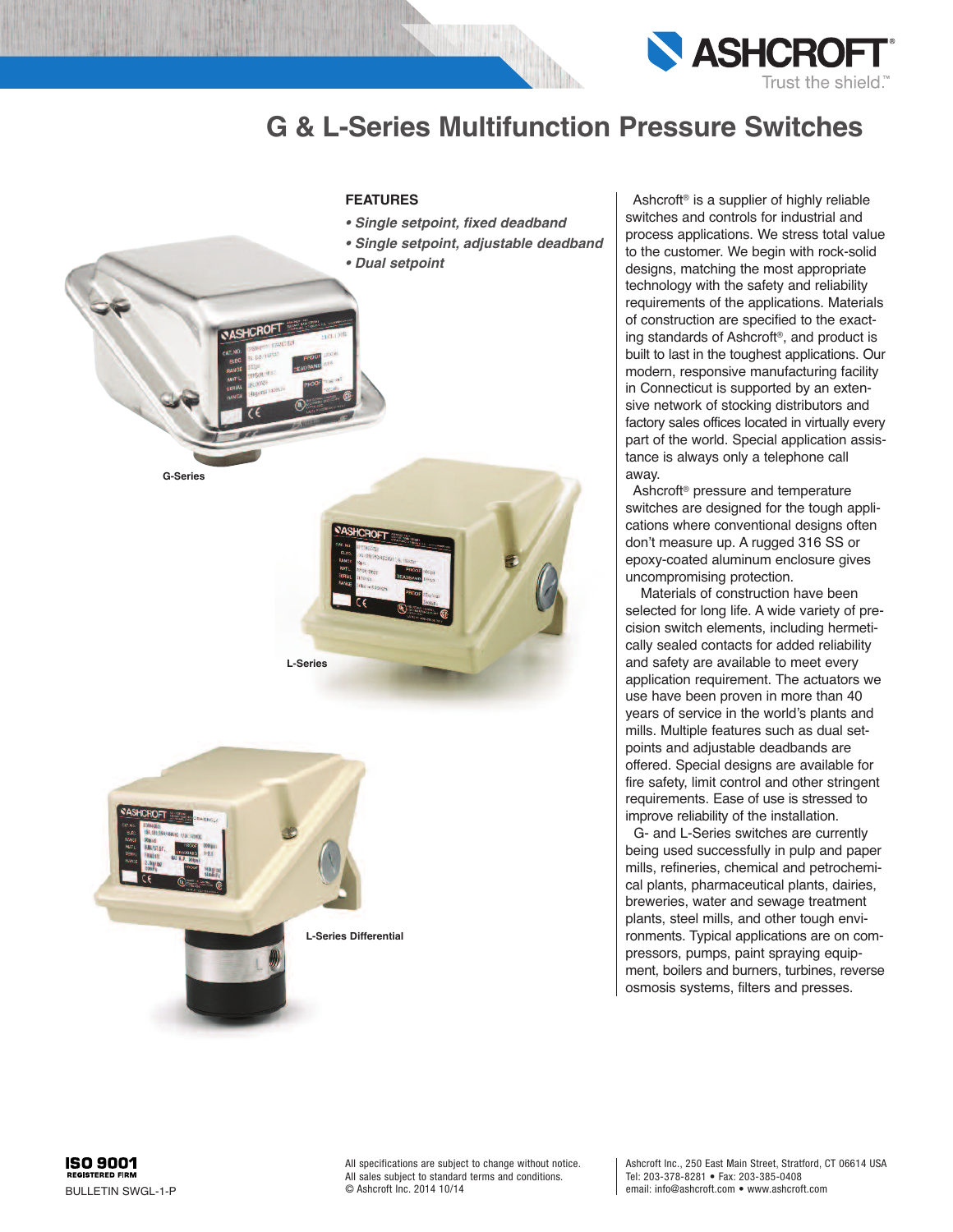# G & L-Series Multifunction Pressure Switches

**FEATURES**

- ***Single setpoint, fixed deadband***
- ***Single setpoint, adjustable deadband***
- ***Dual setpoint***

G-Series

L-Series

L-Series Differential

Ashcroft® is a supplier of highly reliable switches and controls for industrial and process applications. We stress total value to the customer. We begin with rock-solid designs, matching the most appropriate technology with the safety and reliability requirements of the applications. Materials of construction are specified to the exacting standards of Ashcroft®, and product is built to last in the toughest applications. Our modern, responsive manufacturing facility in Connecticut is supported by an extensive network of stocking distributors and factory sales offices located in virtually every part of the world. Special application assistance is always only a telephone call away.

Ashcroft® pressure and temperature switches are designed for the tough applications where conventional designs often don't measure up. A rugged 316 SS or epoxy-coated aluminum enclosure gives uncompromising protection.

Materials of construction have been selected for long life. A wide variety of precision switch elements, including hermetically sealed contacts for added reliability and safety are available to meet every application requirement. The actuators we use have been proven in more than 40 years of service in the world's plants and mills. Multiple features such as dual setpoints and adjustable deadbands are offered. Special designs are available for fire safety, limit control and other stringent requirements. Ease of use is stressed to improve reliability of the installation.

G- and L-Series switches are currently being used successfully in pulp and paper mills, refineries, chemical and petrochemical plants, pharmaceutical plants, dairies, breweries, water and sewage treatment plants, steel mills, and other tough environments. Typical applications are on compressors, pumps, paint spraying equipment, boilers and burners, turbines, reverse osmosis systems, filters and presses.

ISO 9001 REGISTERED FIRM

BULLETIN SWGL-1-P

All specifications are subject to change without notice.
All sales subject to standard terms and conditions.
© Ashcroft Inc. 2014 10/14

Ashcroft Inc., 250 East Main Street, Stratford, CT 06614 USA
Tel: 203-378-8281 • Fax: 203-385-0408
email: info@ashcroft.com • www.ashcroft.com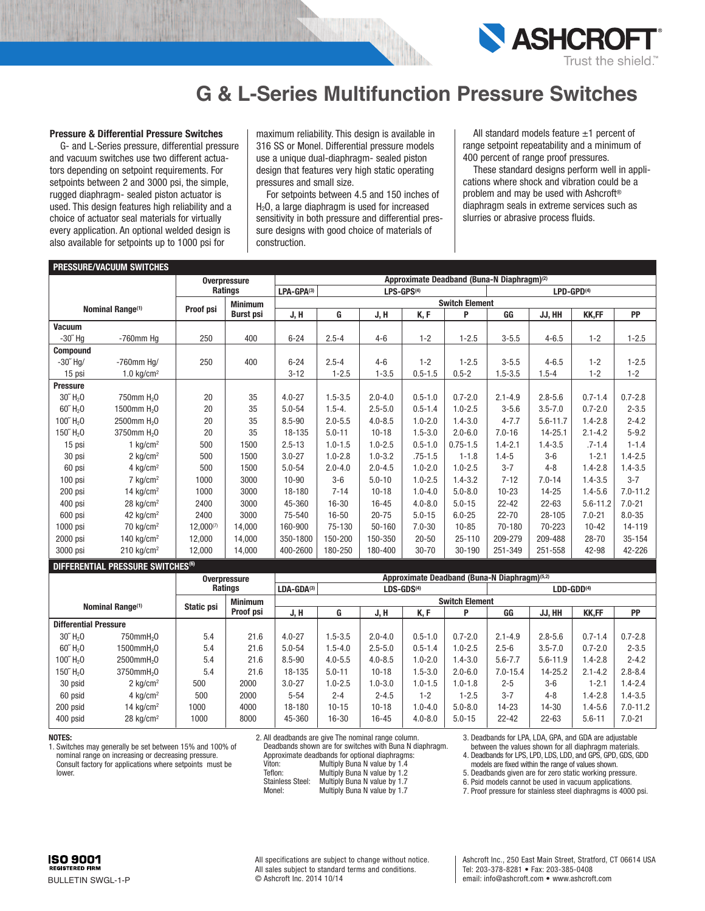# G & L-Series Multifunction Pressure Switches

### Pressure & Differential Pressure Switches

G- and L-Series pressure, differential pressure and vacuum switches use two different actuators depending on setpoint requirements. For setpoints between 2 and 3000 psi, the simple, rugged diaphragm- sealed piston actuator is used. This design features high reliability and a choice of actuator seal materials for virtually every application. An optional welded design is also available for setpoints up to 1000 psi for maximum reliability. This design is available in 316 SS or Monel. Differential pressure models use a unique dual-diaphragm- sealed piston design that features very high static operating pressures and small size.

For setpoints between 4.5 and 150 inches of $H_2O$, a large diaphragm is used for increased sensitivity in both pressure and differential pressure designs with good choice of materials of construction.

All standard models feature ±1 percent of range setpoint repeatability and a minimum of 400 percent of range proof pressures.

These standard designs perform well in applications where shock and vibration could be a problem and may be used with Ashcroft® diaphragm seals in extreme services such as slurries or abrasive process fluids.

**PRESSURE/VACUUM SWITCHES**

| Nominal Range[1] | | Overpressure Ratings | | Approximate Deadband (Buna-N Diaphragm)[2] | | | | | | | | |
|---|---|---|---|---|---|---|---|---|---|---|---|---|
| | | | | LPA-GPA[3] | LPS-GPS[4] | | | | LPD-GPD[4] | | | |
| | | | | Switch Element | | | | | | | | |
| | | Proof psi | Minimum Burst psi | J, H | G | J, H | K, F | P | GG | JJ, HH | KK,FF | PP |
| **Vacuum** | | | | | | | | | | | | |
| -30″ Hg | -760mm Hg | 250 | 400 | 6-24 | 2.5-4 | 4-6 | 1-2 | 1-2.5 | 3-5.5 | 4-6.5 | 1-2 | 1-2.5 |
| **Compound** | | | | | | | | | | | | |
| -30″ Hg/ | -760mm Hg/ | 250 | 400 | 6-24 | 2.5-4 | 4-6 | 1-2 | 1-2.5 | 3-5.5 | 4-6.5 | 1-2 | 1-2.5 |
| 15 psi | 1.0 kg/cm² | | | 3-12 | 1-2.5 | 1-3.5 | 0.5-1.5 | 0.5-2 | 1.5-3.5 | 1.5-4 | 1-2 | 1-2 |
| **Pressure** | | | | | | | | | | | | |
| 30″ $H_2O$ | 750mm $H_2O$ | 20 | 35 | 4.0-27 | 1.5-3.5 | 2.0-4.0 | 0.5-1.0 | 0.7-2.0 | 2.1-4.9 | 2.8-5.6 | 0.7-1.4 | 0.7-2.8 |
| 60″ $H_2O$ | 1500mm $H_2O$ | 20 | 35 | 5.0-54 | 1.5-4. | 2.5-5.0 | 0.5-1.4 | 1.0-2.5 | 3-5.6 | 3.5-7.0 | 0.7-2.0 | 2-3.5 |
| 100″ $H_2O$ | 2500mm $H_2O$ | 20 | 35 | 8.5-90 | 2.0-5.5 | 4.0-8.5 | 1.0-2.0 | 1.4-3.0 | 4-7.7 | 5.6-11.7 | 1.4-2.8 | 2-4.2 |
| 150″ $H_2O$ | 3750mm $H_2O$ | 20 | 35 | 18-135 | 5.0-11 | 10-18 | 1.5-3.0 | 2.0-6.0 | 7.0-16 | 14-25.1 | 2.1-4.2 | 5-9.2 |
| 15 psi | 1 kg/cm² | 500 | 1500 | 2.5-13 | 1.0-1.5 | 1.0-2.5 | 0.5-1.0 | 0.75-1.5 | 1.4-2.1 | 1.4-3.5 | .7-1.4 | 1-1.4 |
| 30 psi | 2 kg/cm² | 500 | 1500 | 3.0-27 | 1.0-2.8 | 1.0-3.2 | .75-1.5 | 1-1.8 | 1.4-5 | 3-6 | 1-2.1 | 1.4-2.5 |
| 60 psi | 4 kg/cm² | 500 | 1500 | 5.0-54 | 2.0-4.0 | 2.0-4.5 | 1.0-2.0 | 1.0-2.5 | 3-7 | 4-8 | 1.4-2.8 | 1.4-3.5 |
| 100 psi | 7 kg/cm² | 1000 | 3000 | 10-90 | 3-6 | 5.0-10 | 1.0-2.5 | 1.4-3.2 | 7-12 | 7.0-14 | 1.4-3.5 | 3-7 |
| 200 psi | 14 kg/cm² | 1000 | 3000 | 18-180 | 7-14 | 10-18 | 1.0-4.0 | 5.0-8.0 | 10-23 | 14-25 | 1.4-5.6 | 7.0-11.2 |
| 400 psi | 28 kg/cm² | 2400 | 3000 | 45-360 | 16-30 | 16-45 | 4.0-8.0 | 5.0-15 | 22-42 | 22-63 | 5.6-11.2 | 7.0-21 |
| 600 psi | 42 kg/cm² | 2400 | 3000 | 75-540 | 16-50 | 20-75 | 5.0-15 | 6.0-25 | 22-70 | 28-105 | 7.0-21 | 8.0-35 |
| 1000 psi | 70 kg/cm² | 12,000[7] | 14,000 | 160-900 | 75-130 | 50-160 | 7.0-30 | 10-85 | 70-180 | 70-223 | 10-42 | 14-119 |
| 2000 psi | 140 kg/cm² | 12,000 | 14,000 | 350-1800 | 150-200 | 150-350 | 20-50 | 25-110 | 209-279 | 209-488 | 28-70 | 35-154 |
| 3000 psi | 210 kg/cm² | 12,000 | 14,000 | 400-2600 | 180-250 | 180-400 | 30-70 | 30-190 | 251-349 | 251-558 | 42-98 | 42-226 |

**DIFFERENTIAL PRESSURE SWITCHES[6]**

| Nominal Range[1] | | Overpressure Ratings | | Approximate Deadband (Buna-N Diaphragm)[5,2] | | | | | | | | |
|---|---|---|---|---|---|---|---|---|---|---|---|---|
| | | | | LDA-GDA[3] | LDS-GDS[4] | | | | LDD-GDD[4] | | | |
| | | | | Switch Element | | | | | | | | |
| | | Static psi | Minimum Proof psi | J, H | G | J, H | K, F | P | GG | JJ, HH | KK,FF | PP |
| **Differential Pressure** | | | | | | | | | | | | |
| 30″ $H_2O$ | 750mm$H_2O$ | 5.4 | 21.6 | 4.0-27 | 1.5-3.5 | 2.0-4.0 | 0.5-1.0 | 0.7-2.0 | 2.1-4.9 | 2.8-5.6 | 0.7-1.4 | 0.7-2.8 |
| 60″ $H_2O$ | 1500mm$H_2O$ | 5.4 | 21.6 | 5.0-54 | 1.5-4.0 | 2.5-5.0 | 0.5-1.4 | 1.0-2.5 | 2.5-6 | 3.5-7.0 | 0.7-2.0 | 2-3.5 |
| 100″ $H_2O$ | 2500mm$H_2O$ | 5.4 | 21.6 | 8.5-90 | 4.0-5.5 | 4.0-8.5 | 1.0-2.0 | 1.4-3.0 | 5.6-7.7 | 5.6-11.9 | 1.4-2.8 | 2-4.2 |
| 150″ $H_2O$ | 3750mm$H_2O$ | 5.4 | 21.6 | 18-135 | 5.0-11 | 10-18 | 1.5-3.0 | 2.0-6.0 | 7.0-15.4 | 14-25.2 | 2.1-4.2 | 2.8-8.4 |
| 30 psid | 2 kg/cm² | 500 | 2000 | 3.0-27 | 1.0-2.5 | 1.0-3.0 | 1.0-1.5 | 1.0-1.8 | 2-5 | 3-6 | 1-2.1 | 1.4-2.4 |
| 60 psid | 4 kg/cm² | 500 | 2000 | 5-54 | 2-4 | 2-4.5 | 1-2 | 1-2.5 | 3-7 | 4-8 | 1.4-2.8 | 1.4-3.5 |
| 200 psid | 14 kg/cm² | 1000 | 4000 | 18-180 | 10-15 | 10-18 | 1.0-4.0 | 5.0-8.0 | 14-23 | 14-30 | 1.4-5.6 | 7.0-11.2 |
| 400 psid | 28 kg/cm² | 1000 | 8000 | 45-360 | 16-30 | 16-45 | 4.0-8.0 | 5.0-15 | 22-42 | 22-63 | 5.6-11 | 7.0-21 |

**NOTES:**

1. Switches may generally be set between 15% and 100% of nominal range on increasing or decreasing pressure. Consult factory for applications where setpoints must be lower.
2. All deadbands are give The nominal range column. Deadbands shown are for switches with Buna N diaphragm. Approximate deadbands for optional diaphragms:
   - Viton: Multiply Buna N value by 1.4
   - Teflon: Multiply Buna N value by 1.2
   - Stainless Steel: Multiply Buna N value by 1.7
   - Monel: Multiply Buna N value by 1.7
3. Deadbands for LPA, LDA, GPA, and GDA are adjustable between the values shown for all diaphragm materials.
4. Deadbands for LPS, LPD, LDS, LDD, and GPS, GPD, GDS, GDD models are fixed within the range of values shown.
5. Deadbands given are for zero static working pressure.
6. Psid models cannot be used in vacuum applications.
7. Proof pressure for stainless steel diaphragms is 4000 psi.

BULLETIN SWGL-1-P

All specifications are subject to change without notice.
All sales subject to standard terms and conditions.
© Ashcroft Inc. 2014 10/14

Ashcroft Inc., 250 East Main Street, Stratford, CT 06614 USA
Tel: 203-378-8281 • Fax: 203-385-0408
email: info@ashcroft.com • www.ashcroft.com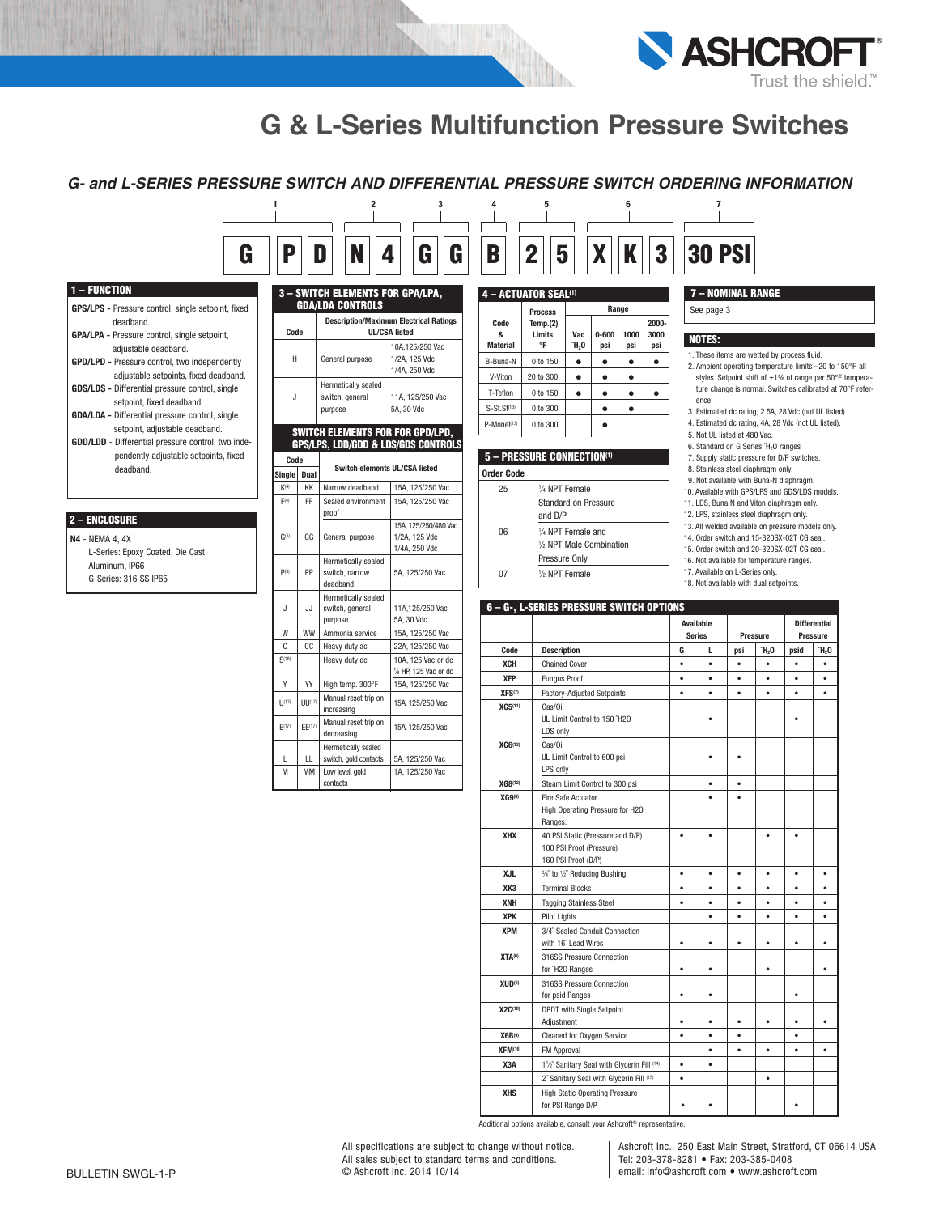// G & L-Series Multifunction Pressure Switches

## G- and L-SERIES PRESSURE SWITCH AND DIFFERENTIAL PRESSURE SWITCH ORDERING INFORMATION

| 1 | | 2 | | 3 | | 4 | 5 | | 6 | | 7 |
|---|---|---|---|---|---|---|---|---|---|---|---|
| G | P | D | N | 4 | G | G | B | 2 | 5 | X | K | 3 | 30 PSI |

### 1 – FUNCTION

- **GPS/LPS -** Pressure control, single setpoint, fixed deadband.
- **GPA/LPA -** Pressure control, single setpoint, adjustable deadband.
- **GPD/LPD -** Pressure control, two independently adjustable setpoints, fixed deadband.
- **GDS/LDS -** Differential pressure control, single setpoint, fixed deadband.
- **GDA/LDA -** Differential pressure control, single setpoint, adjustable deadband.
- **GDD/LDD -** Differential pressure control, two independently adjustable setpoints, fixed deadband.

### 2 – ENCLOSURE

**N4** - NEMA 4, 4X
L-Series: Epoxy Coated, Die Cast Aluminum, IP66
G-Series: 316 SS IP65

### 3 – SWITCH ELEMENTS FOR GPA/LPA, GDA/LDA CONTROLS

| Code | Description/Maximum Electrical Ratings UL/CSA listed | |
|---|---|---|
| H | General purpose | 10A,125/250 Vac 1/2A, 125 Vdc 1/4A, 250 Vdc |
| J | Hermetically sealed switch, general purpose | 11A, 125/250 Vac 5A, 30 Vdc |

### SWITCH ELEMENTS FOR FOR GPD/LPD, GPS/LPS, LDD/GDD & LDS/GDS CONTROLS

| Code | | Switch elements UL/CSA listed | |
|---|---|---|---|
| Single | Dual | | |
| K[4] | KK | Narrow deadband | 15A, 125/250 Vac |
| F[4] | FF | Sealed environment proof | 15A, 125/250 Vac |
| G[5] | GG | General purpose | 15A, 125/250/480 Vac 1/2A, 125 Vdc 1/4A, 250 Vdc |
| P[3] | PP | Hermetically sealed switch, narrow deadband | 5A, 125/250 Vac |
| J | JJ | Hermetically sealed switch, general purpose | 11A,125/250 Vac 5A, 30 Vdc |
| W | WW | Ammonia service | 15A, 125/250 Vac |
| C | CC | Heavy duty ac | 22A, 125/250 Vac |
| S[18] | | Heavy duty dc | 10A, 125 Vac or dc ⅛ HP, 125 Vac or dc |
| Y | YY | High temp. 300°F | 15A, 125/250 Vac |
| U[17] | UU[17] | Manual reset trip on increasing | 15A, 125/250 Vac |
| E[17] | EE[17] | Manual reset trip on decreasing | 15A, 125/250 Vac |
| L | LL | Hermetically sealed switch, gold contacts | 5A, 125/250 Vac |
| M | MM | Low level, gold contacts | 1A, 125/250 Vac |

### 4 – ACTUATOR SEAL[1]

| Code & Material | Process Temp.(2) Limits °F | Range | | | |
|---|---|---|---|---|---|
| | | Vac "$H_2O$ | 0-600 psi | 1000 psi | 2000-3000 psi |
| B-Buna-N | 0 to 150 | ● | ● | ● | ● |
| V-Viton | 20 to 300 | ● | ● | ● | |
| T-Teflon | 0 to 150 | ● | ● | ● | ● |
| S-St.St[13] | 0 to 300 | | ● | ● | |
| P-Monel[13] | 0 to 300 | | ● | | |

### 5 – PRESSURE CONNECTION[1]

| Order Code | |
|---|---|
| 25 | ¼ NPT Female Standard on Pressure and D/P |
| 06 | ¼ NPT Female and ½ NPT Male Combination Pressure Only |
| 07 | ½ NPT Female |

### 6 – G-, L-SERIES PRESSURE SWITCH OPTIONS

| Code | Description | Available Series | | Pressure | | Differential Pressure | |
|---|---|---|---|---|---|---|---|
| | | G | L | psi | "$H_2O$ | psid | "$H_2O$ |
| XCH | Chained Cover | • | • | • | • | • | • |
| XFP | Fungus Proof | • | • | • | • | • | • |
| XFS[7] | Factory-Adjusted Setpoints | • | • | • | • | • | • |
| XG5[11] | Gas/Oil UL Limit Control to 150 "H20 LDS only | | • | | | • | |
| XG6[13] | Gas/Oil UL Limit Control to 600 psi LPS only | | • | • | | | |
| XG8[12] | Steam Limit Control to 300 psi | | • | • | | | |
| XG9[8] | Fire Safe Actuator High Operating Pressure for H20 Ranges: | | • | • | | | |
| XHX | 40 PSI Static (Pressure and D/P) 100 PSI Proof (Pressure) 160 PSI Proof (D/P) | • | • | | • | • | |
| XJL | ¾" to ½" Reducing Bushing | • | • | • | • | • | • |
| XK3 | Terminal Blocks | • | • | • | • | • | • |
| XNH | Tagging Stainless Steel | • | • | • | • | • | • |
| XPK | Pilot Lights | | • | • | • | • | • |
| XPM | 3/4" Sealed Conduit Connection with 16" Lead Wires | • | • | • | • | • | • |
| XTA[6] | 316SS Pressure Connection for "H20 Ranges | • | • | | • | | • |
| XUD[6] | 316SS Pressure Connection for psid Ranges | • | • | | | • | |
| X2C[10] | DPDT with Single Setpoint Adjustment | • | • | • | • | • | • |
| X6B[9] | Cleaned for Oxygen Service | • | • | • | | • | |
| XFM[16] | FM Approval | | • | • | • | • | • |
| X3A | 1½" Sanitary Seal with Glycerin Fill [14] | • | • | | | | |
| | 2" Sanitary Seal with Glycerin Fill [15] | • | | | • | | |
| XHS | High Static Operating Pressure for PSI Range D/P | • | • | | | • | |

Additional options available, consult your Ashcroft® representative.

### 7 – NOMINAL RANGE

See page 3

### NOTES:

1. These items are wetted by process fluid.
2. Ambient operating temperature limits –20 to 150°F, all styles. Setpoint shift of ±1% of range per 50°F temperature change is normal. Switches calibrated at 70°F reference.
3. Estimated dc rating, 2.5A, 28 Vdc (not UL listed).
4. Estimated dc rating, 4A, 28 Vdc (not UL listed).
5. Not UL listed at 480 Vac.
6. Standard on G Series "$H_2O$ ranges
7. Supply static pressure for D/P switches.
8. Stainless steel diaphragm only.
9. Not available with Buna-N diaphragm.
10. Available with GPS/LPS and GDS/LDS models.
11. LDS, Buna N and Viton diaphragm only.
12. LPS, stainless steel diaphragm only.
13. All welded available on pressure models only.
14. Order switch and 15-320SX-02T CG seal.
15. Order switch and 20-320SX-02T CG seal.
16. Not available for temperature ranges.
17. Available on L-Series only.
18. Not available with dual setpoints.

BULLETIN SWGL-1-P

All specifications are subject to change without notice.
All sales subject to standard terms and conditions.
© Ashcroft Inc. 2014 10/14

Ashcroft Inc., 250 East Main Street, Stratford, CT 06614 USA
Tel: 203-378-8281 • Fax: 203-385-0408
email: info@ashcroft.com • www.ashcroft.com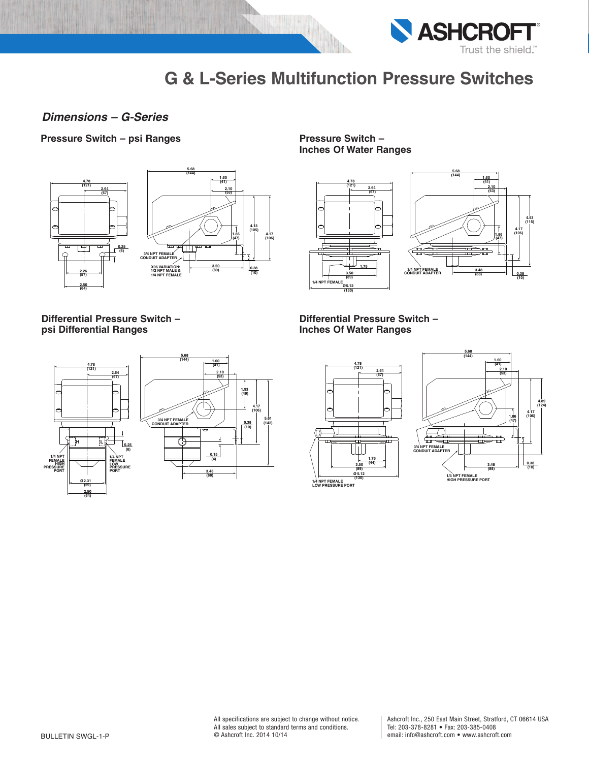# G & L-Series Multifunction Pressure Switches

## *Dimensions – G-Series*

### Pressure Switch – psi Ranges

4.78 (121)
2.64 (67)
0.25 (6)
2.26 (57)
2.50 (64)
5.68 (144)
1.60 (41)
2.10 (53)
4.13 (105)
4.17 (106)
1.86 (47)
3/4 NPT FEMALE CONDUIT ADAPTER
X06 VARIATION: 1/2 NPT MALE & 1/4 NPT FEMALE
3.50 (89)
0.38 (10)

### Pressure Switch – Inches Of Water Ranges

4.78 (121)
2.64 (67)
1.75
3.50 (89)
1/4 NPT FEMALE
Ø5.12 (130)
5.68 (144)
1.60 (41)
2.10 (53)
4.53 (115)
4.17 (106)
1.86 (47)
3/4 NPT FEMALE CONDUIT ADAPTER
3.48 (88)
0.38 (10)

### Differential Pressure Switch – psi Differential Ranges

4.78 (121)
2.64 (67)
H
L
0.25 (6)
1/4 NPT FEMALE HIGH PRESSURE PORT
1/4 NPT FEMALE LOW PRESSURE PORT
Ø2.31 (59)
2.50 (64)
5.68 (144)
1.60 (41)
2.10 (53)
1.93 (49)
4.17 (106)
5.61 (142)
3/4 NPT FEMALE CONDUIT ADAPTER
0.38 (10)
0.15 (4)
3.48 (88)

### Differential Pressure Switch – Inches Of Water Ranges

4.78 (121)
2.64 (67)
1.75 (44)
3.50 (89)
Ø 5.12 (130)
1/4 NPT FEMALE LOW PRESSURE PORT
5.68 (144)
1.60 (41)
2.10 (53)
4.89 (124)
4.17 (106)
1.86 (47)
3/4 NPT FEMALE CONDUIT ADAPTER
3.48 (88)
0.38 (10)
1/4 NPT FEMALE HIGH PRESSURE PORT

BULLETIN SWGL-1-P

All specifications are subject to change without notice.
All sales subject to standard terms and conditions.
© Ashcroft Inc. 2014 10/14

Ashcroft Inc., 250 East Main Street, Stratford, CT 06614 USA
Tel: 203-378-8281 • Fax: 203-385-0408
email: info@ashcroft.com • www.ashcroft.com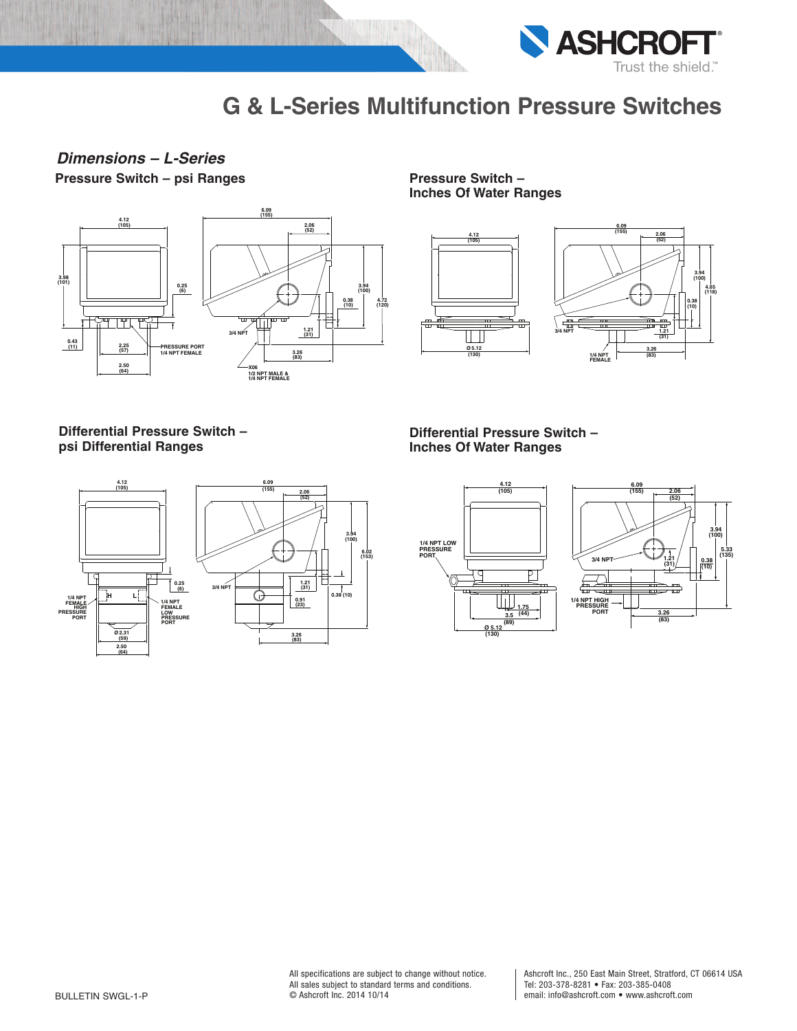# G & L-Series Multifunction Pressure Switches

## *Dimensions – L-Series*

### Pressure Switch – psi Ranges

4.12 (105)
3.98 (101)
0.25 (6)
0.43 (11)
2.25 (57)
2.50 (64)
PRESSURE PORT 1/4 NPT FEMALE
6.09 (155)
2.06 (52)
3.94 (100)
0.38 (10)
4.72 (120)
3/4 NPT
1.21 (31)
3.26 (83)
X06 1/2 NPT MALE & 1/4 NPT FEMALE

### Pressure Switch – Inches Of Water Ranges

4.12 (105)
Ø 5.12 (130)
6.09 (155)
2.06 (52)
3.94 (100)
4.65 (118)
0.38 (10)
3/4 NPT
1.21 (31)
1/4 NPT FEMALE
3.26 (83)

### Differential Pressure Switch – psi Differential Ranges

4.12 (105)
0.25 (6)
1/4 NPT FEMALE HIGH PRESSURE PORT
H
L
1/4 NPT FEMALE LOW PRESSURE PORT
Ø 2.31 (59)
2.50 (64)
6.09 (155)
2.06 (52)
3.94 (100)
6.02 (153)
3/4 NPT
1.21 (31)
0.91 (23)
0.38 (10)
3.26 (83)

### Differential Pressure Switch – Inches Of Water Ranges

4.12 (105)
1/4 NPT LOW PRESSURE PORT
1.75 (44)
3.5 (89)
Ø 5.12 (130)
6.09 (155)
2.06 (52)
3.94 (100)
5.33 (135)
3/4 NPT
1.21 (31)
0.38 (10)
1/4 NPT HIGH PRESSURE PORT
3.26 (83)

BULLETIN SWGL-1-P

All specifications are subject to change without notice.
All sales subject to standard terms and conditions.
© Ashcroft Inc. 2014 10/14

Ashcroft Inc., 250 East Main Street, Stratford, CT 06614 USA
Tel: 203-378-8281 • Fax: 203-385-0408
email: info@ashcroft.com • www.ashcroft.com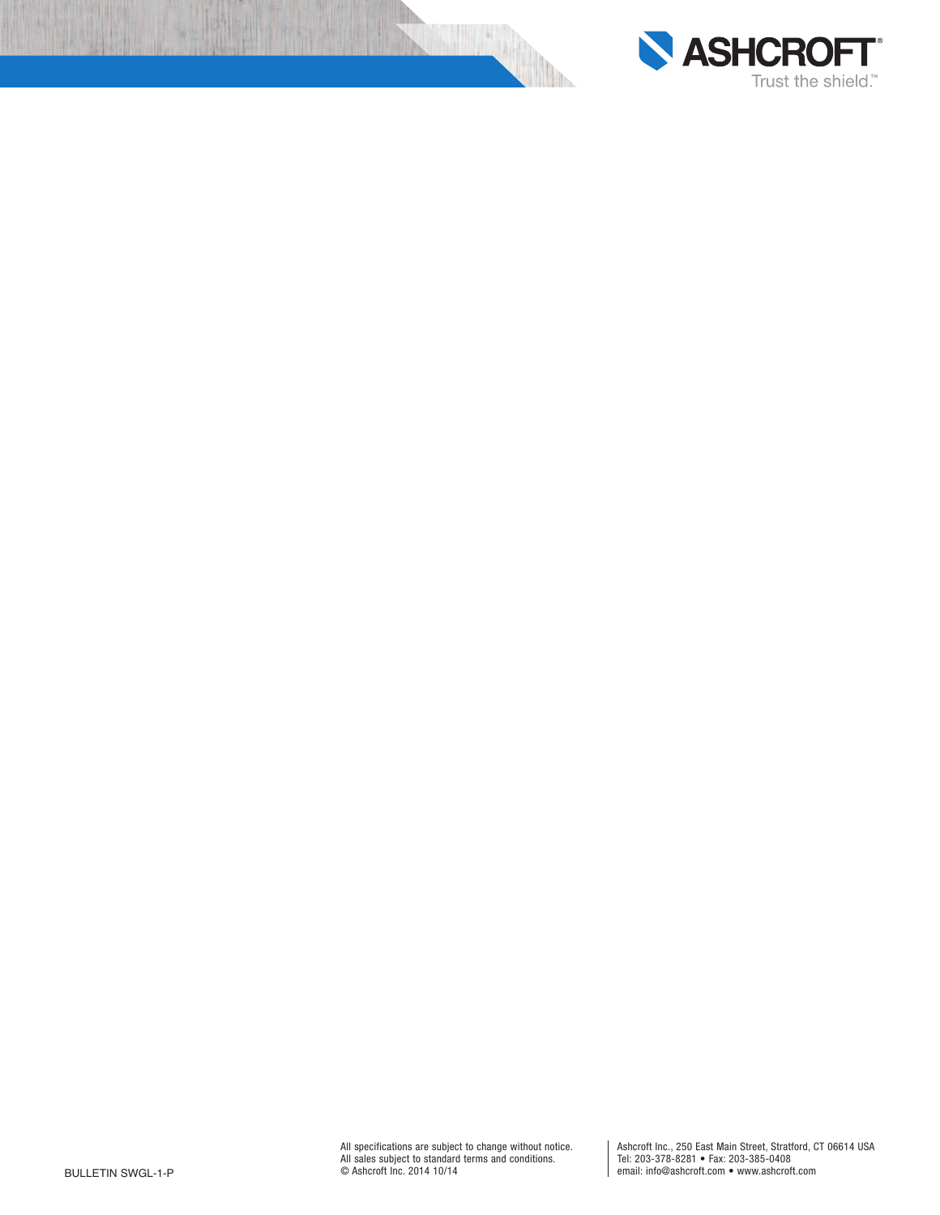All specifications are subject to change without notice.
All sales subject to standard terms and conditions.
© Ashcroft Inc. 2014 10/14

Ashcroft Inc., 250 East Main Street, Stratford, CT 06614 USA
Tel: 203-378-8281 • Fax: 203-385-0408
email: info@ashcroft.com • www.ashcroft.com

BULLETIN SWGL-1-P